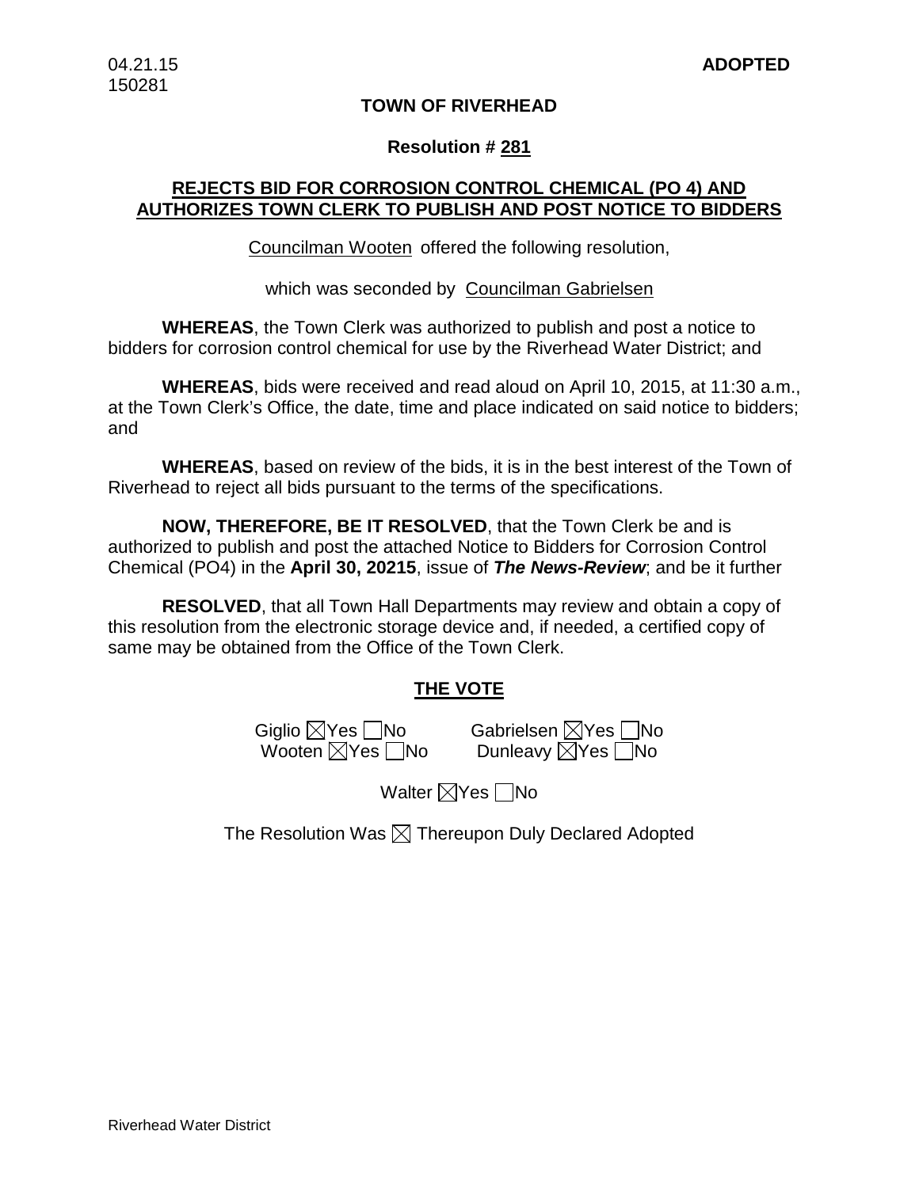04.21.15 **ADOPTED**
150281

**TOWN OF RIVERHEAD**

**Resolution # 281**

**REJECTS BID FOR CORROSION CONTROL CHEMICAL (PO 4) AND AUTHORIZES TOWN CLERK TO PUBLISH AND POST NOTICE TO BIDDERS**

Councilman Wooten offered the following resolution,

which was seconded by Councilman Gabrielsen

**WHEREAS**, the Town Clerk was authorized to publish and post a notice to bidders for corrosion control chemical for use by the Riverhead Water District; and

**WHEREAS**, bids were received and read aloud on April 10, 2015, at 11:30 a.m., at the Town Clerk's Office, the date, time and place indicated on said notice to bidders; and

**WHEREAS**, based on review of the bids, it is in the best interest of the Town of Riverhead to reject all bids pursuant to the terms of the specifications.

**NOW, THEREFORE, BE IT RESOLVED**, that the Town Clerk be and is authorized to publish and post the attached Notice to Bidders for Corrosion Control Chemical (PO4) in the **April 30, 20215**, issue of ***The News-Review***; and be it further

**RESOLVED**, that all Town Hall Departments may review and obtain a copy of this resolution from the electronic storage device and, if needed, a certified copy of same may be obtained from the Office of the Town Clerk.

**THE VOTE**

Giglio ☒Yes ☐No Gabrielsen ☒Yes ☐No
Wooten ☒Yes ☐No Dunleavy ☒Yes ☐No

Walter ☒Yes ☐No

The Resolution Was ☒ Thereupon Duly Declared Adopted

Riverhead Water District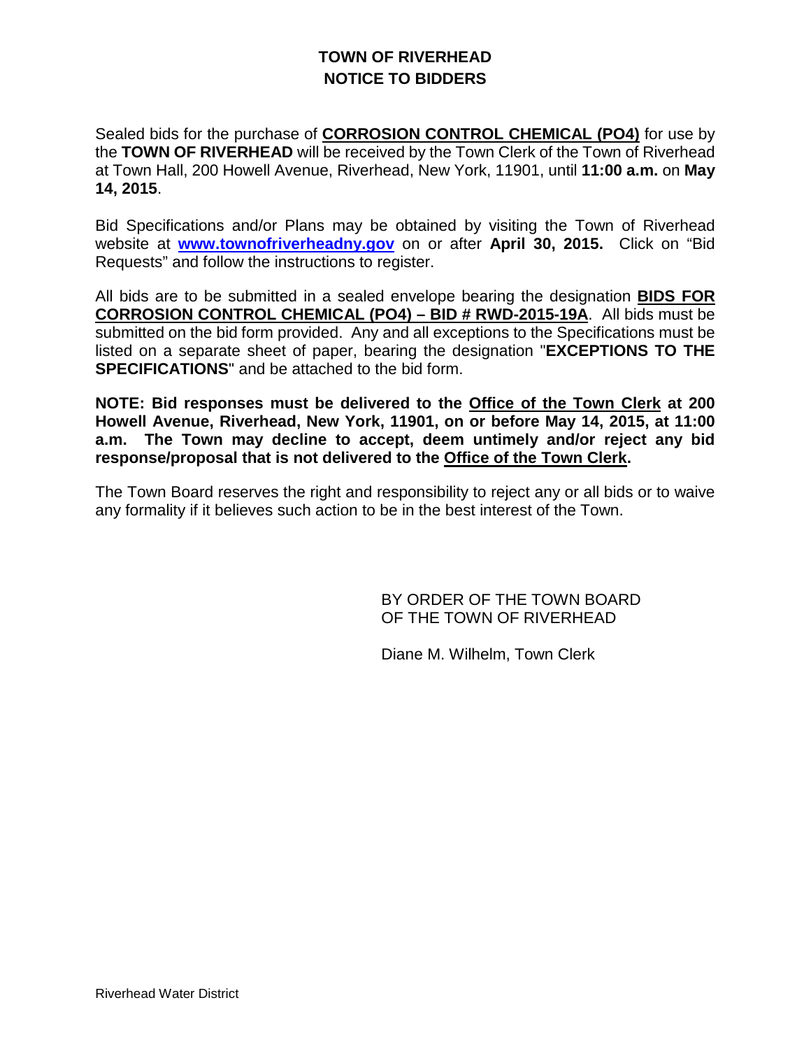# TOWN OF RIVERHEAD
# NOTICE TO BIDDERS

Sealed bids for the purchase of **CORROSION CONTROL CHEMICAL (PO4)** for use by the **TOWN OF RIVERHEAD** will be received by the Town Clerk of the Town of Riverhead at Town Hall, 200 Howell Avenue, Riverhead, New York, 11901, until **11:00 a.m.** on **May 14, 2015**.

Bid Specifications and/or Plans may be obtained by visiting the Town of Riverhead website at **www.townofriverheadny.gov** on or after **April 30, 2015.** Click on "Bid Requests" and follow the instructions to register.

All bids are to be submitted in a sealed envelope bearing the designation **BIDS FOR CORROSION CONTROL CHEMICAL (PO4) – BID # RWD-2015-19A**. All bids must be submitted on the bid form provided. Any and all exceptions to the Specifications must be listed on a separate sheet of paper, bearing the designation "**EXCEPTIONS TO THE SPECIFICATIONS**" and be attached to the bid form.

**NOTE: Bid responses must be delivered to the Office of the Town Clerk at 200 Howell Avenue, Riverhead, New York, 11901, on or before May 14, 2015, at 11:00 a.m. The Town may decline to accept, deem untimely and/or reject any bid response/proposal that is not delivered to the Office of the Town Clerk.**

The Town Board reserves the right and responsibility to reject any or all bids or to waive any formality if it believes such action to be in the best interest of the Town.

BY ORDER OF THE TOWN BOARD
OF THE TOWN OF RIVERHEAD

Diane M. Wilhelm, Town Clerk

Riverhead Water District